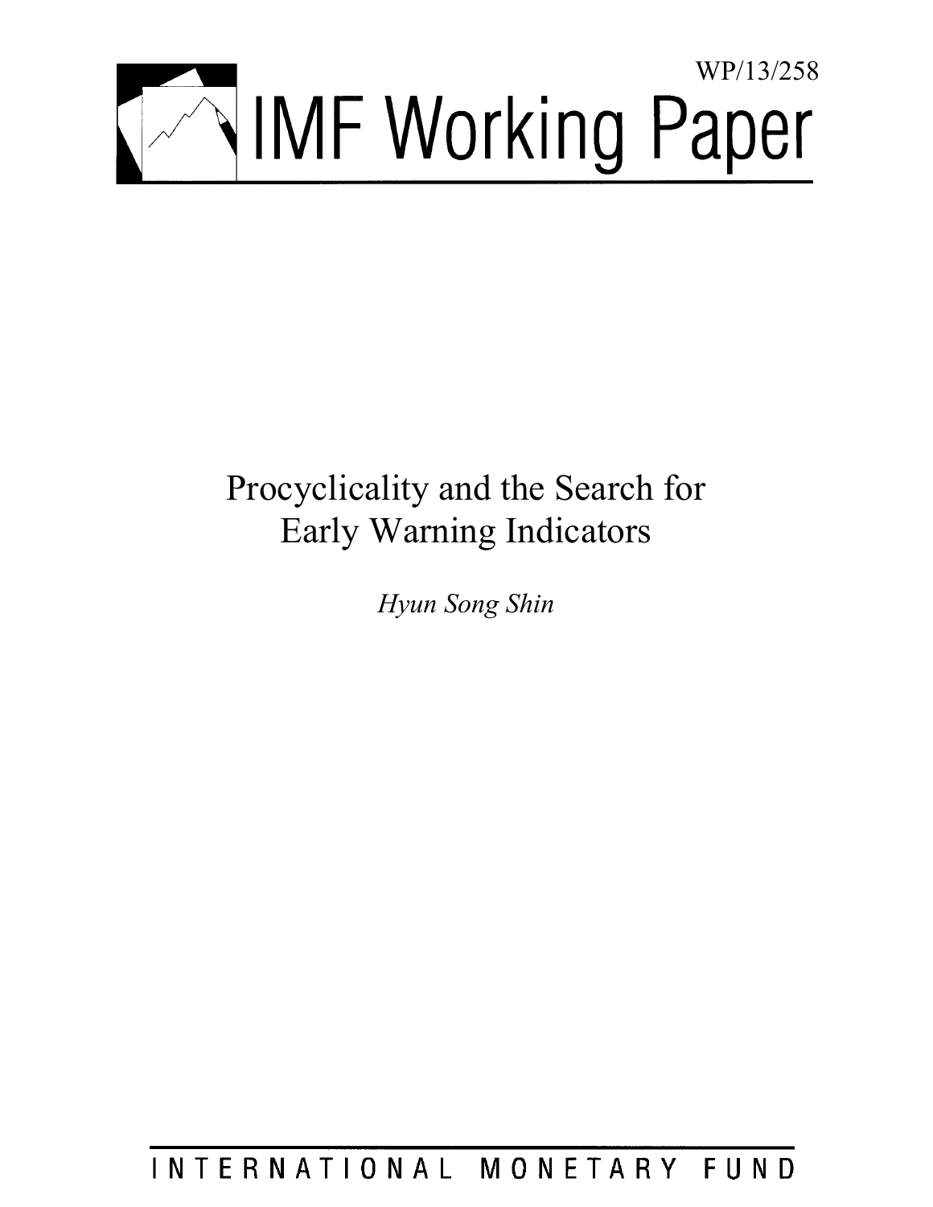WP/13/258

# IMF Working Paper

# Procyclicality and the Search for Early Warning Indicators

*Hyun Song Shin*

INTERNATIONAL MONETARY FUND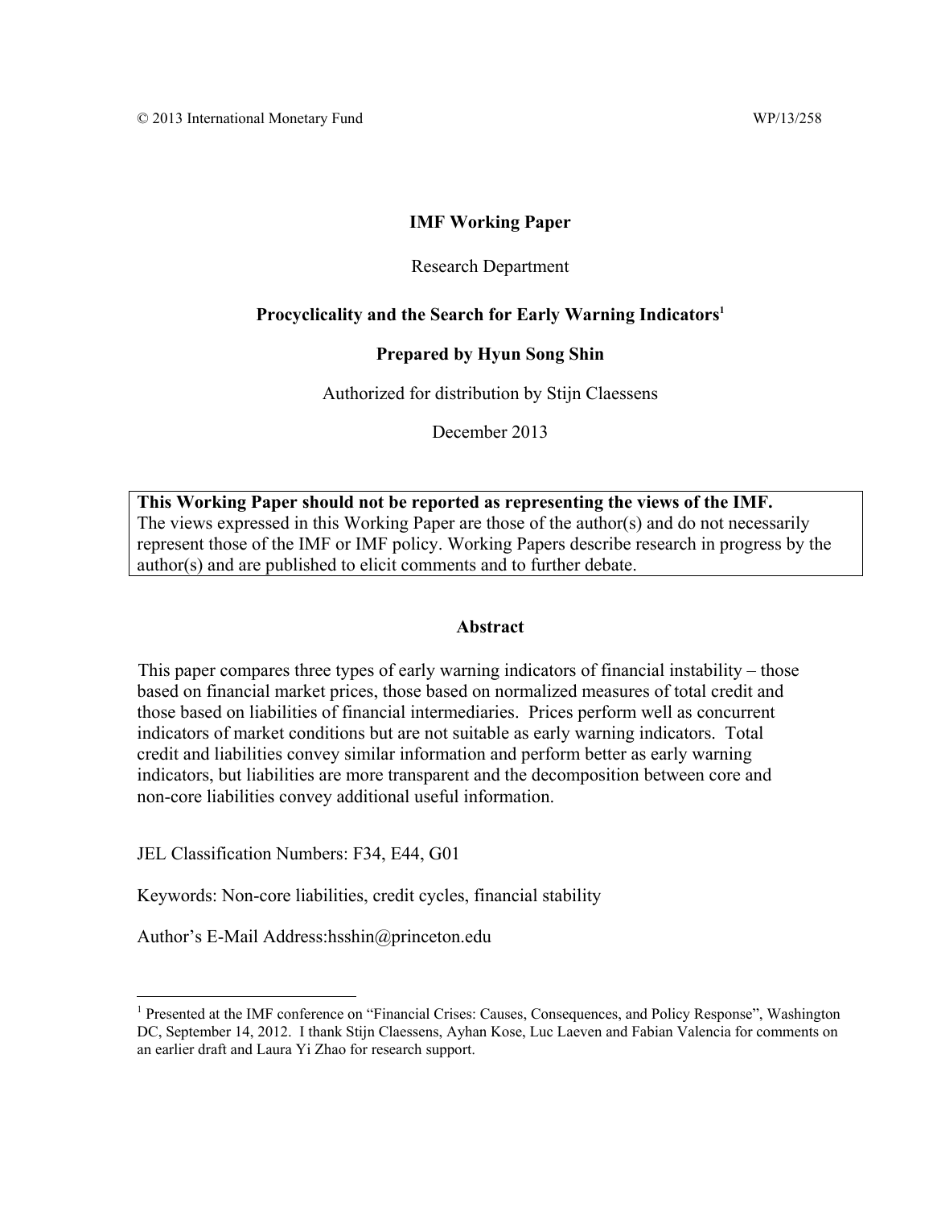© 2013 International Monetary Fund WP/13/258

**IMF Working Paper**

Research Department

**Procyclicality and the Search for Early Warning Indicators**[1]

**Prepared by Hyun Song Shin**

Authorized for distribution by Stijn Claessens

December 2013

**This Working Paper should not be reported as representing the views of the IMF.**
The views expressed in this Working Paper are those of the author(s) and do not necessarily represent those of the IMF or IMF policy. Working Papers describe research in progress by the author(s) and are published to elicit comments and to further debate.

**Abstract**

This paper compares three types of early warning indicators of financial instability – those based on financial market prices, those based on normalized measures of total credit and those based on liabilities of financial intermediaries. Prices perform well as concurrent indicators of market conditions but are not suitable as early warning indicators. Total credit and liabilities convey similar information and perform better as early warning indicators, but liabilities are more transparent and the decomposition between core and non-core liabilities convey additional useful information.

JEL Classification Numbers: F34, E44, G01

Keywords: Non-core liabilities, credit cycles, financial stability

Author's E-Mail Address:hsshin@princeton.edu

[1] Presented at the IMF conference on "Financial Crises: Causes, Consequences, and Policy Response", Washington DC, September 14, 2012. I thank Stijn Claessens, Ayhan Kose, Luc Laeven and Fabian Valencia for comments on an earlier draft and Laura Yi Zhao for research support.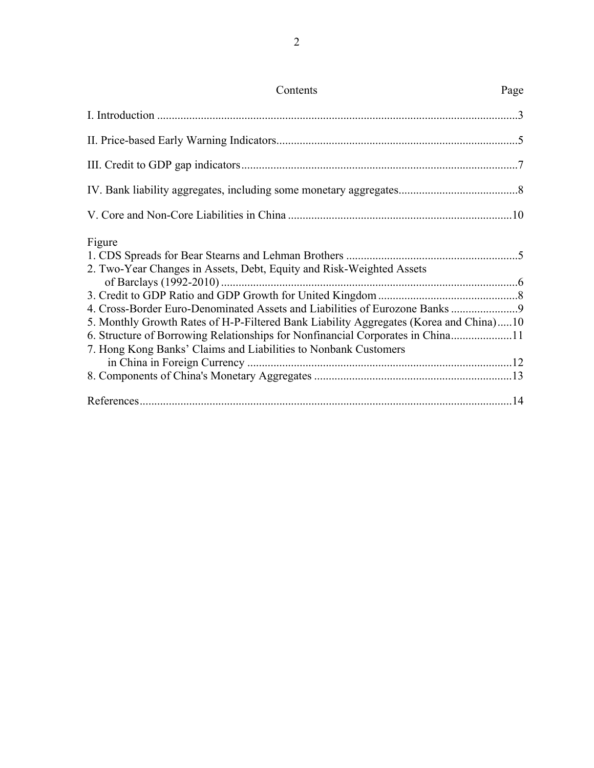# Contents

| Contents | Page |
|---|---|
| I. Introduction | 3 |
| II. Price-based Early Warning Indicators | 5 |
| III. Credit to GDP gap indicators | 7 |
| IV. Bank liability aggregates, including some monetary aggregates | 8 |
| V. Core and Non-Core Liabilities in China | 10 |
| **Figure** | |
| 1. CDS Spreads for Bear Stearns and Lehman Brothers | 5 |
| 2. Two-Year Changes in Assets, Debt, Equity and Risk-Weighted Assets of Barclays (1992-2010) | 6 |
| 3. Credit to GDP Ratio and GDP Growth for United Kingdom | 8 |
| 4. Cross-Border Euro-Denominated Assets and Liabilities of Eurozone Banks | 9 |
| 5. Monthly Growth Rates of H-P-Filtered Bank Liability Aggregates (Korea and China) | 10 |
| 6. Structure of Borrowing Relationships for Nonfinancial Corporates in China | 11 |
| 7. Hong Kong Banks' Claims and Liabilities to Nonbank Customers in China in Foreign Currency | 12 |
| 8. Components of China's Monetary Aggregates | 13 |
| References | 14 |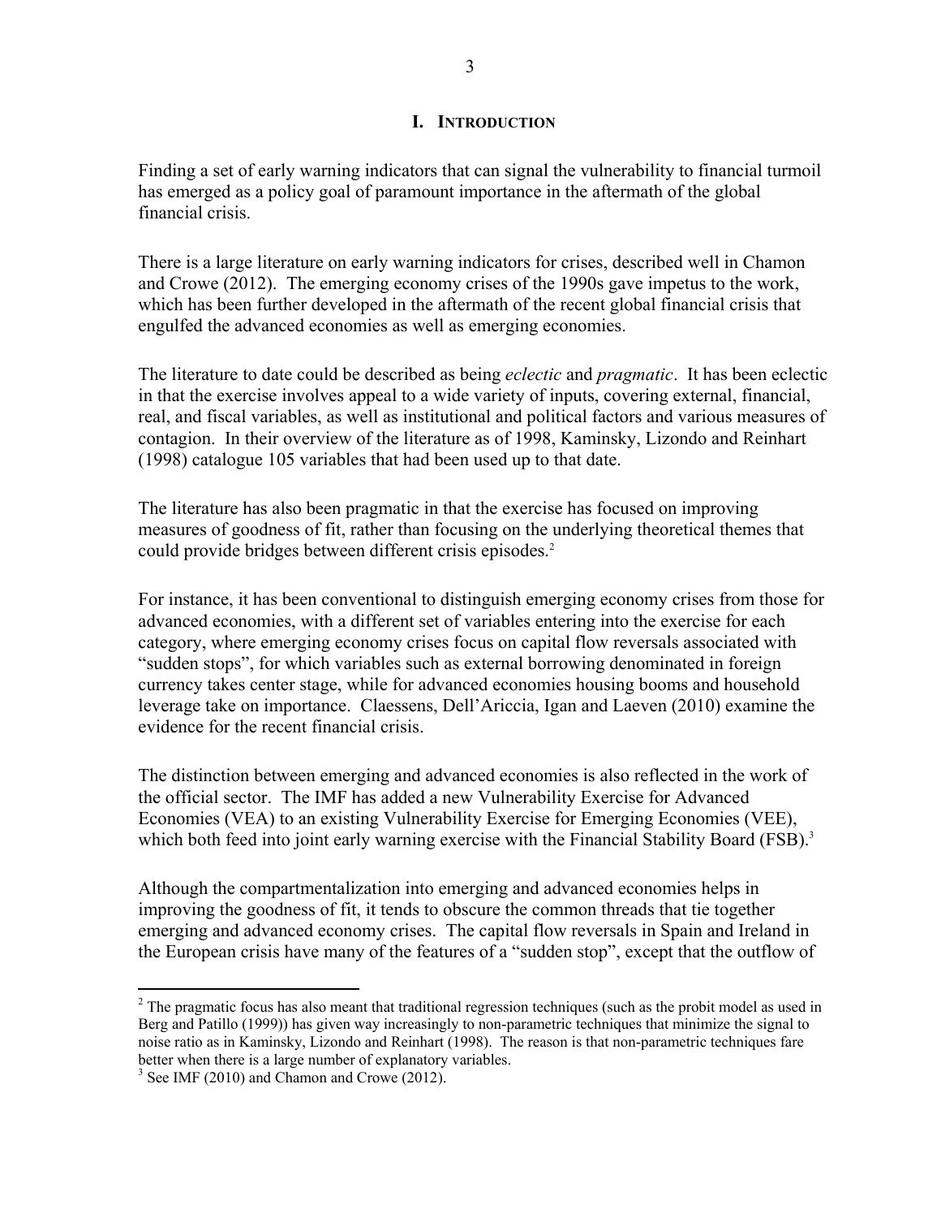## I. INTRODUCTION

Finding a set of early warning indicators that can signal the vulnerability to financial turmoil has emerged as a policy goal of paramount importance in the aftermath of the global financial crisis.

There is a large literature on early warning indicators for crises, described well in Chamon and Crowe (2012). The emerging economy crises of the 1990s gave impetus to the work, which has been further developed in the aftermath of the recent global financial crisis that engulfed the advanced economies as well as emerging economies.

The literature to date could be described as being *eclectic* and *pragmatic*. It has been eclectic in that the exercise involves appeal to a wide variety of inputs, covering external, financial, real, and fiscal variables, as well as institutional and political factors and various measures of contagion. In their overview of the literature as of 1998, Kaminsky, Lizondo and Reinhart (1998) catalogue 105 variables that had been used up to that date.

The literature has also been pragmatic in that the exercise has focused on improving measures of goodness of fit, rather than focusing on the underlying theoretical themes that could provide bridges between different crisis episodes.[2]

For instance, it has been conventional to distinguish emerging economy crises from those for advanced economies, with a different set of variables entering into the exercise for each category, where emerging economy crises focus on capital flow reversals associated with "sudden stops", for which variables such as external borrowing denominated in foreign currency takes center stage, while for advanced economies housing booms and household leverage take on importance. Claessens, Dell'Ariccia, Igan and Laeven (2010) examine the evidence for the recent financial crisis.

The distinction between emerging and advanced economies is also reflected in the work of the official sector. The IMF has added a new Vulnerability Exercise for Advanced Economies (VEA) to an existing Vulnerability Exercise for Emerging Economies (VEE), which both feed into joint early warning exercise with the Financial Stability Board (FSB).[3]

Although the compartmentalization into emerging and advanced economies helps in improving the goodness of fit, it tends to obscure the common threads that tie together emerging and advanced economy crises. The capital flow reversals in Spain and Ireland in the European crisis have many of the features of a "sudden stop", except that the outflow of

---

[2] The pragmatic focus has also meant that traditional regression techniques (such as the probit model as used in Berg and Patillo (1999)) has given way increasingly to non-parametric techniques that minimize the signal to noise ratio as in Kaminsky, Lizondo and Reinhart (1998). The reason is that non-parametric techniques fare better when there is a large number of explanatory variables.

[3] See IMF (2010) and Chamon and Crowe (2012).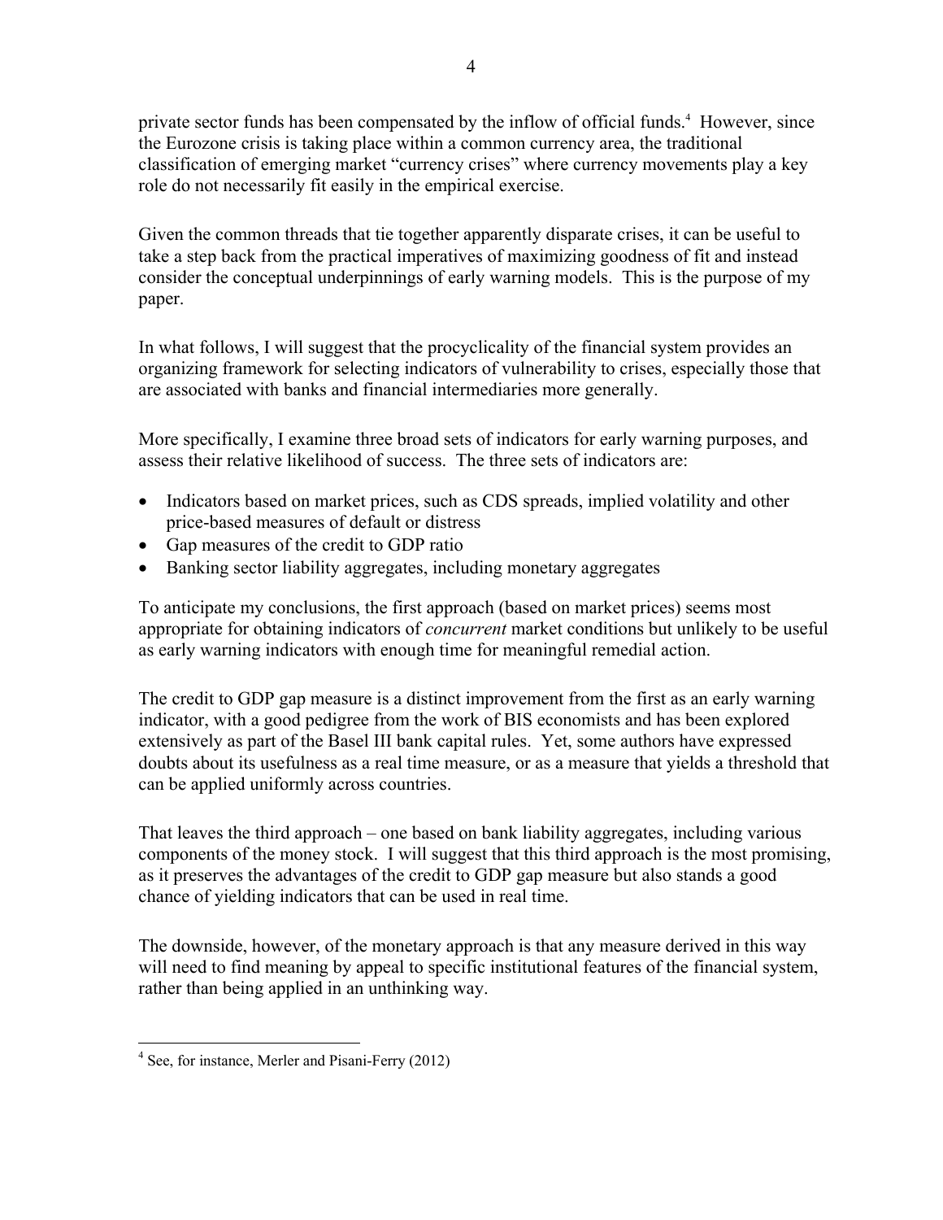private sector funds has been compensated by the inflow of official funds.[4] However, since the Eurozone crisis is taking place within a common currency area, the traditional classification of emerging market "currency crises" where currency movements play a key role do not necessarily fit easily in the empirical exercise.

Given the common threads that tie together apparently disparate crises, it can be useful to take a step back from the practical imperatives of maximizing goodness of fit and instead consider the conceptual underpinnings of early warning models. This is the purpose of my paper.

In what follows, I will suggest that the procyclicality of the financial system provides an organizing framework for selecting indicators of vulnerability to crises, especially those that are associated with banks and financial intermediaries more generally.

More specifically, I examine three broad sets of indicators for early warning purposes, and assess their relative likelihood of success. The three sets of indicators are:

- Indicators based on market prices, such as CDS spreads, implied volatility and other price-based measures of default or distress
- Gap measures of the credit to GDP ratio
- Banking sector liability aggregates, including monetary aggregates

To anticipate my conclusions, the first approach (based on market prices) seems most appropriate for obtaining indicators of *concurrent* market conditions but unlikely to be useful as early warning indicators with enough time for meaningful remedial action.

The credit to GDP gap measure is a distinct improvement from the first as an early warning indicator, with a good pedigree from the work of BIS economists and has been explored extensively as part of the Basel III bank capital rules. Yet, some authors have expressed doubts about its usefulness as a real time measure, or as a measure that yields a threshold that can be applied uniformly across countries.

That leaves the third approach – one based on bank liability aggregates, including various components of the money stock. I will suggest that this third approach is the most promising, as it preserves the advantages of the credit to GDP gap measure but also stands a good chance of yielding indicators that can be used in real time.

The downside, however, of the monetary approach is that any measure derived in this way will need to find meaning by appeal to specific institutional features of the financial system, rather than being applied in an unthinking way.

[4] See, for instance, Merler and Pisani-Ferry (2012)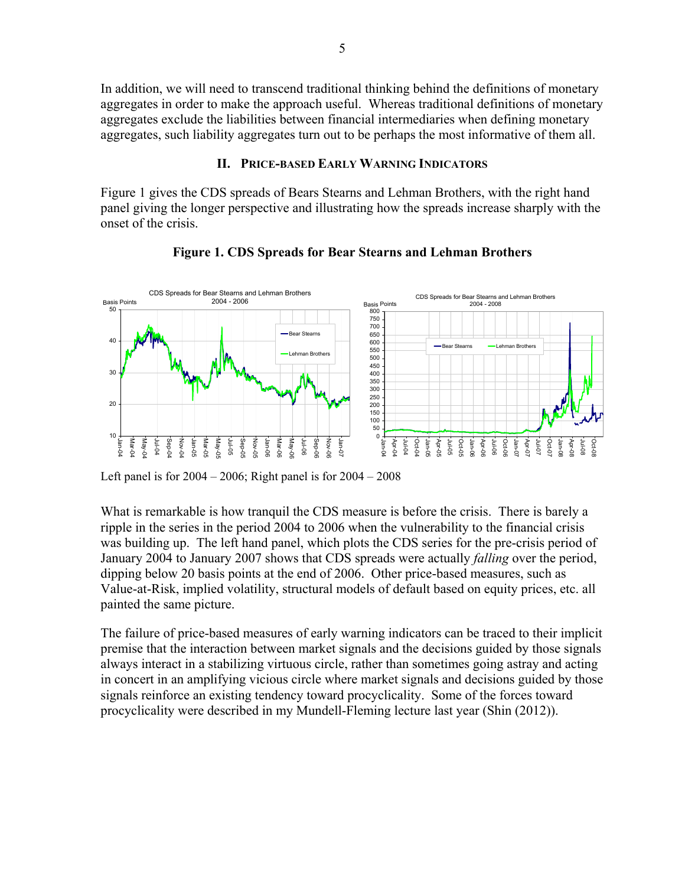In addition, we will need to transcend traditional thinking behind the definitions of monetary aggregates in order to make the approach useful. Whereas traditional definitions of monetary aggregates exclude the liabilities between financial intermediaries when defining monetary aggregates, such liability aggregates turn out to be perhaps the most informative of them all.

## II. Price-based Early Warning Indicators

Figure 1 gives the CDS spreads of Bears Stearns and Lehman Brothers, with the right hand panel giving the longer perspective and illustrating how the spreads increase sharply with the onset of the crisis.

**Figure 1. CDS Spreads for Bear Stearns and Lehman Brothers**

Left panel is for 2004 – 2006; Right panel is for 2004 – 2008

What is remarkable is how tranquil the CDS measure is before the crisis. There is barely a ripple in the series in the period 2004 to 2006 when the vulnerability to the financial crisis was building up. The left hand panel, which plots the CDS series for the pre-crisis period of January 2004 to January 2007 shows that CDS spreads were actually *falling* over the period, dipping below 20 basis points at the end of 2006. Other price-based measures, such as Value-at-Risk, implied volatility, structural models of default based on equity prices, etc. all painted the same picture.

The failure of price-based measures of early warning indicators can be traced to their implicit premise that the interaction between market signals and the decisions guided by those signals always interact in a stabilizing virtuous circle, rather than sometimes going astray and acting in concert in an amplifying vicious circle where market signals and decisions guided by those signals reinforce an existing tendency toward procyclicality. Some of the forces toward procyclicality were described in my Mundell-Fleming lecture last year (Shin (2012)).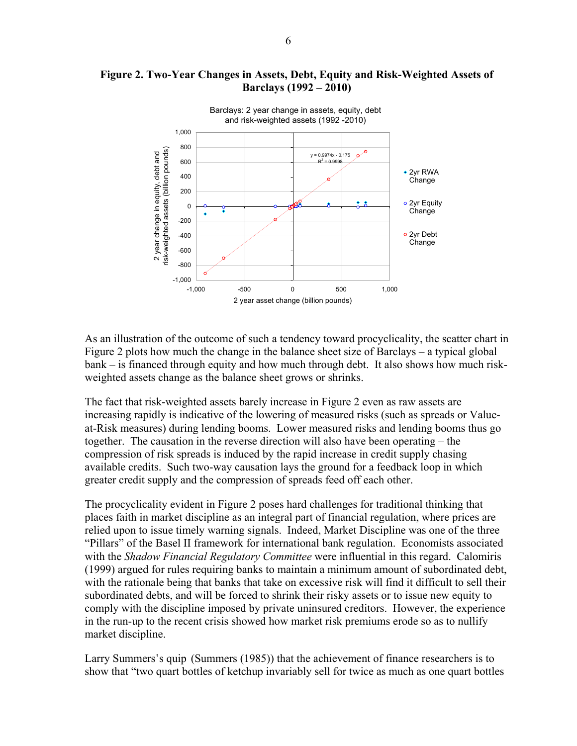**Figure 2. Two-Year Changes in Assets, Debt, Equity and Risk-Weighted Assets of Barclays (1992 – 2010)**

As an illustration of the outcome of such a tendency toward procyclicality, the scatter chart in Figure 2 plots how much the change in the balance sheet size of Barclays – a typical global bank – is financed through equity and how much through debt. It also shows how much risk-weighted assets change as the balance sheet grows or shrinks.

The fact that risk-weighted assets barely increase in Figure 2 even as raw assets are increasing rapidly is indicative of the lowering of measured risks (such as spreads or Value-at-Risk measures) during lending booms. Lower measured risks and lending booms thus go together. The causation in the reverse direction will also have been operating – the compression of risk spreads is induced by the rapid increase in credit supply chasing available credits. Such two-way causation lays the ground for a feedback loop in which greater credit supply and the compression of spreads feed off each other.

The procyclicality evident in Figure 2 poses hard challenges for traditional thinking that places faith in market discipline as an integral part of financial regulation, where prices are relied upon to issue timely warning signals. Indeed, Market Discipline was one of the three "Pillars" of the Basel II framework for international bank regulation. Economists associated with the *Shadow Financial Regulatory Committee* were influential in this regard. Calomiris (1999) argued for rules requiring banks to maintain a minimum amount of subordinated debt, with the rationale being that banks that take on excessive risk will find it difficult to sell their subordinated debts, and will be forced to shrink their risky assets or to issue new equity to comply with the discipline imposed by private uninsured creditors. However, the experience in the run-up to the recent crisis showed how market risk premiums erode so as to nullify market discipline.

Larry Summers's quip (Summers (1985)) that the achievement of finance researchers is to show that "two quart bottles of ketchup invariably sell for twice as much as one quart bottles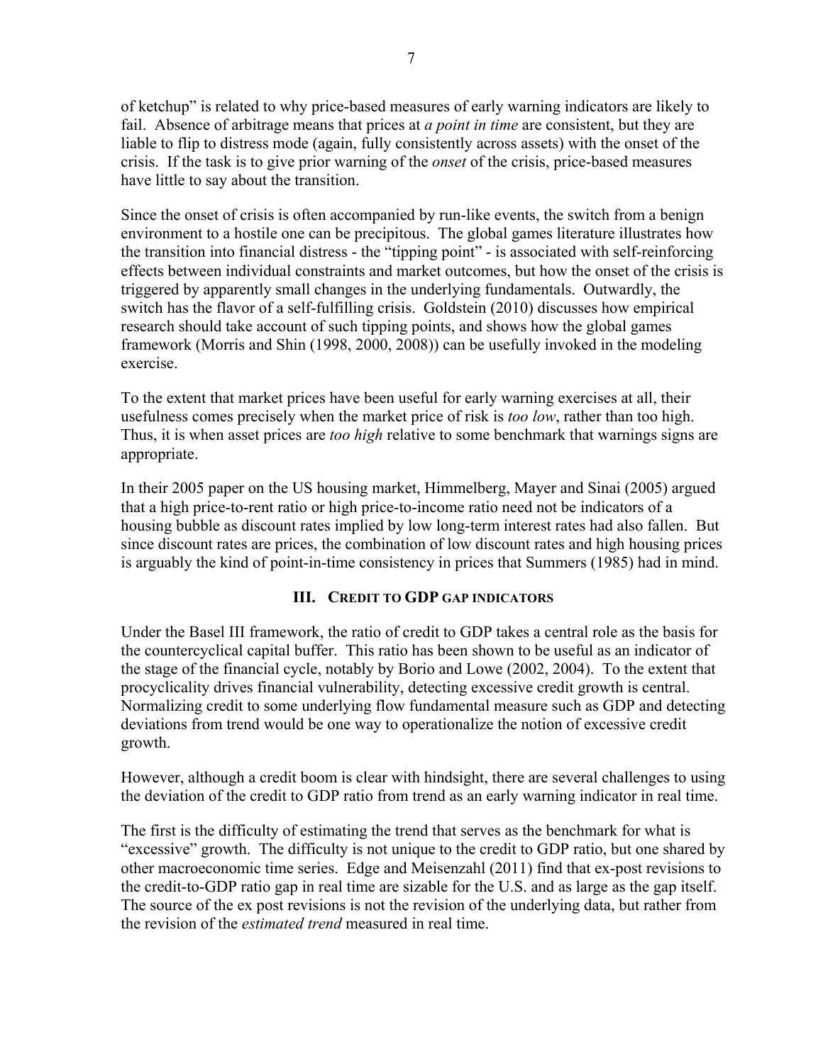of ketchup" is related to why price-based measures of early warning indicators are likely to fail. Absence of arbitrage means that prices at *a point in time* are consistent, but they are liable to flip to distress mode (again, fully consistently across assets) with the onset of the crisis. If the task is to give prior warning of the *onset* of the crisis, price-based measures have little to say about the transition.

Since the onset of crisis is often accompanied by run-like events, the switch from a benign environment to a hostile one can be precipitous. The global games literature illustrates how the transition into financial distress - the "tipping point" - is associated with self-reinforcing effects between individual constraints and market outcomes, but how the onset of the crisis is triggered by apparently small changes in the underlying fundamentals. Outwardly, the switch has the flavor of a self-fulfilling crisis. Goldstein (2010) discusses how empirical research should take account of such tipping points, and shows how the global games framework (Morris and Shin (1998, 2000, 2008)) can be usefully invoked in the modeling exercise.

To the extent that market prices have been useful for early warning exercises at all, their usefulness comes precisely when the market price of risk is *too low*, rather than too high. Thus, it is when asset prices are *too high* relative to some benchmark that warnings signs are appropriate.

In their 2005 paper on the US housing market, Himmelberg, Mayer and Sinai (2005) argued that a high price-to-rent ratio or high price-to-income ratio need not be indicators of a housing bubble as discount rates implied by low long-term interest rates had also fallen. But since discount rates are prices, the combination of low discount rates and high housing prices is arguably the kind of point-in-time consistency in prices that Summers (1985) had in mind.

## III. Credit to GDP Gap Indicators

Under the Basel III framework, the ratio of credit to GDP takes a central role as the basis for the countercyclical capital buffer. This ratio has been shown to be useful as an indicator of the stage of the financial cycle, notably by Borio and Lowe (2002, 2004). To the extent that procyclicality drives financial vulnerability, detecting excessive credit growth is central. Normalizing credit to some underlying flow fundamental measure such as GDP and detecting deviations from trend would be one way to operationalize the notion of excessive credit growth.

However, although a credit boom is clear with hindsight, there are several challenges to using the deviation of the credit to GDP ratio from trend as an early warning indicator in real time.

The first is the difficulty of estimating the trend that serves as the benchmark for what is "excessive" growth. The difficulty is not unique to the credit to GDP ratio, but one shared by other macroeconomic time series. Edge and Meisenzahl (2011) find that ex-post revisions to the credit-to-GDP ratio gap in real time are sizable for the U.S. and as large as the gap itself. The source of the ex post revisions is not the revision of the underlying data, but rather from the revision of the *estimated trend* measured in real time.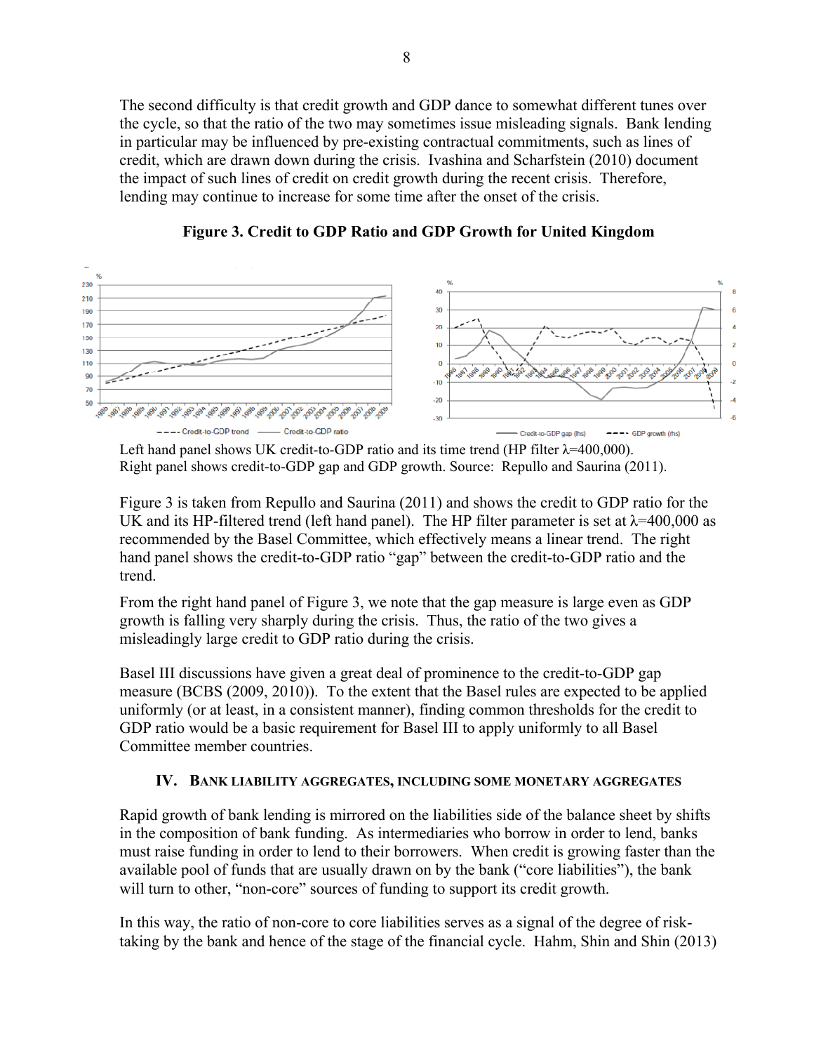The second difficulty is that credit growth and GDP dance to somewhat different tunes over the cycle, so that the ratio of the two may sometimes issue misleading signals. Bank lending in particular may be influenced by pre-existing contractual commitments, such as lines of credit, which are drawn down during the crisis. Ivashina and Scharfstein (2010) document the impact of such lines of credit on credit growth during the recent crisis. Therefore, lending may continue to increase for some time after the onset of the crisis.

**Figure 3. Credit to GDP Ratio and GDP Growth for United Kingdom**

Left hand panel shows UK credit-to-GDP ratio and its time trend (HP filter λ=400,000). Right panel shows credit-to-GDP gap and GDP growth. Source: Repullo and Saurina (2011).

Figure 3 is taken from Repullo and Saurina (2011) and shows the credit to GDP ratio for the UK and its HP-filtered trend (left hand panel). The HP filter parameter is set at λ=400,000 as recommended by the Basel Committee, which effectively means a linear trend. The right hand panel shows the credit-to-GDP ratio "gap" between the credit-to-GDP ratio and the trend.

From the right hand panel of Figure 3, we note that the gap measure is large even as GDP growth is falling very sharply during the crisis. Thus, the ratio of the two gives a misleadingly large credit to GDP ratio during the crisis.

Basel III discussions have given a great deal of prominence to the credit-to-GDP gap measure (BCBS (2009, 2010)). To the extent that the Basel rules are expected to be applied uniformly (or at least, in a consistent manner), finding common thresholds for the credit to GDP ratio would be a basic requirement for Basel III to apply uniformly to all Basel Committee member countries.

## IV. Bank Liability Aggregates, Including Some Monetary Aggregates

Rapid growth of bank lending is mirrored on the liabilities side of the balance sheet by shifts in the composition of bank funding. As intermediaries who borrow in order to lend, banks must raise funding in order to lend to their borrowers. When credit is growing faster than the available pool of funds that are usually drawn on by the bank ("core liabilities"), the bank will turn to other, "non-core" sources of funding to support its credit growth.

In this way, the ratio of non-core to core liabilities serves as a signal of the degree of risk-taking by the bank and hence of the stage of the financial cycle. Hahm, Shin and Shin (2013)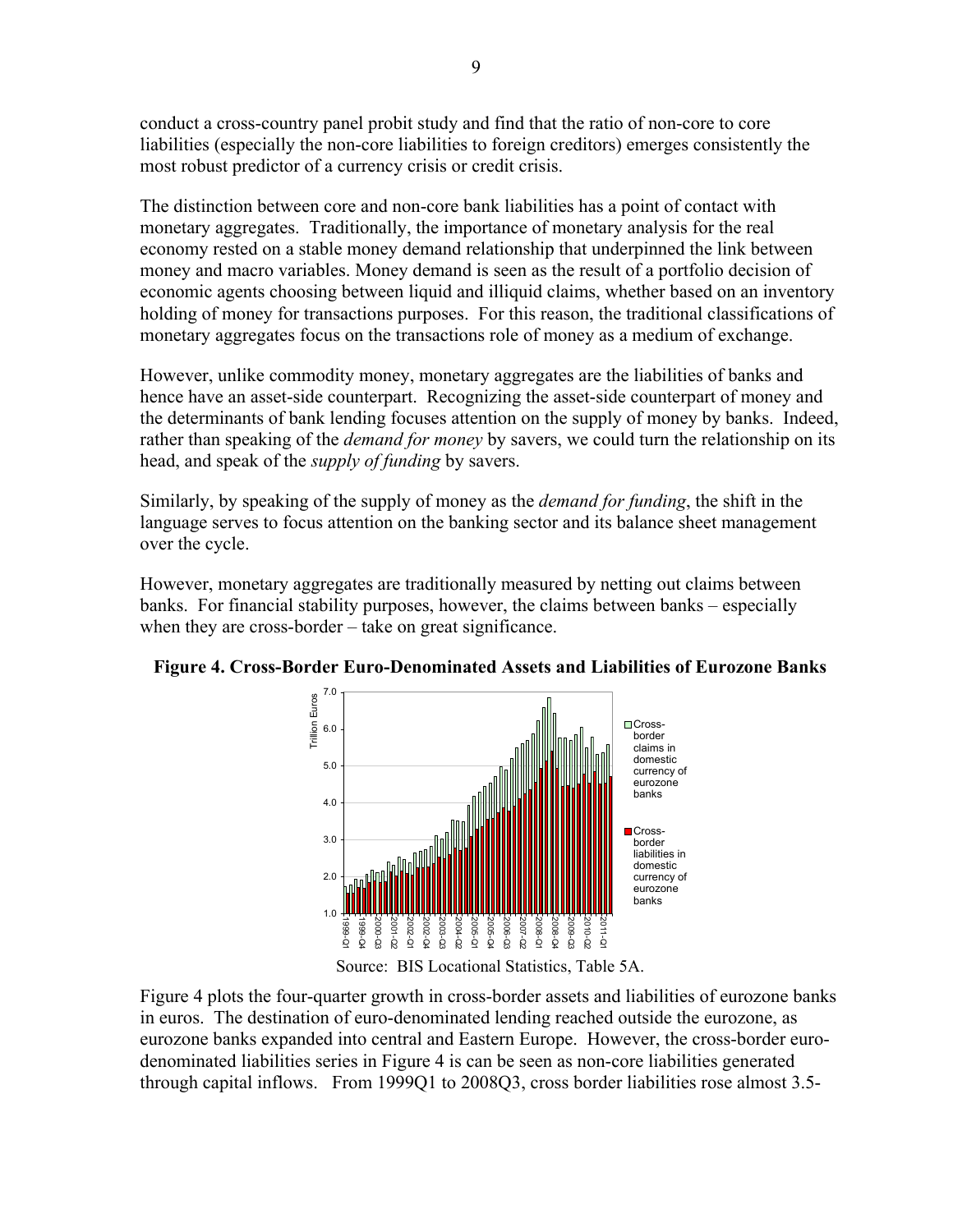conduct a cross-country panel probit study and find that the ratio of non-core to core liabilities (especially the non-core liabilities to foreign creditors) emerges consistently the most robust predictor of a currency crisis or credit crisis.

The distinction between core and non-core bank liabilities has a point of contact with monetary aggregates. Traditionally, the importance of monetary analysis for the real economy rested on a stable money demand relationship that underpinned the link between money and macro variables. Money demand is seen as the result of a portfolio decision of economic agents choosing between liquid and illiquid claims, whether based on an inventory holding of money for transactions purposes. For this reason, the traditional classifications of monetary aggregates focus on the transactions role of money as a medium of exchange.

However, unlike commodity money, monetary aggregates are the liabilities of banks and hence have an asset-side counterpart. Recognizing the asset-side counterpart of money and the determinants of bank lending focuses attention on the supply of money by banks. Indeed, rather than speaking of the *demand for money* by savers, we could turn the relationship on its head, and speak of the *supply of funding* by savers.

Similarly, by speaking of the supply of money as the *demand for funding*, the shift in the language serves to focus attention on the banking sector and its balance sheet management over the cycle.

However, monetary aggregates are traditionally measured by netting out claims between banks. For financial stability purposes, however, the claims between banks – especially when they are cross-border – take on great significance.

**Figure 4. Cross-Border Euro-Denominated Assets and Liabilities of Eurozone Banks**

Source: BIS Locational Statistics, Table 5A.

Figure 4 plots the four-quarter growth in cross-border assets and liabilities of eurozone banks in euros. The destination of euro-denominated lending reached outside the eurozone, as eurozone banks expanded into central and Eastern Europe. However, the cross-border euro-denominated liabilities series in Figure 4 is can be seen as non-core liabilities generated through capital inflows. From 1999Q1 to 2008Q3, cross border liabilities rose almost 3.5-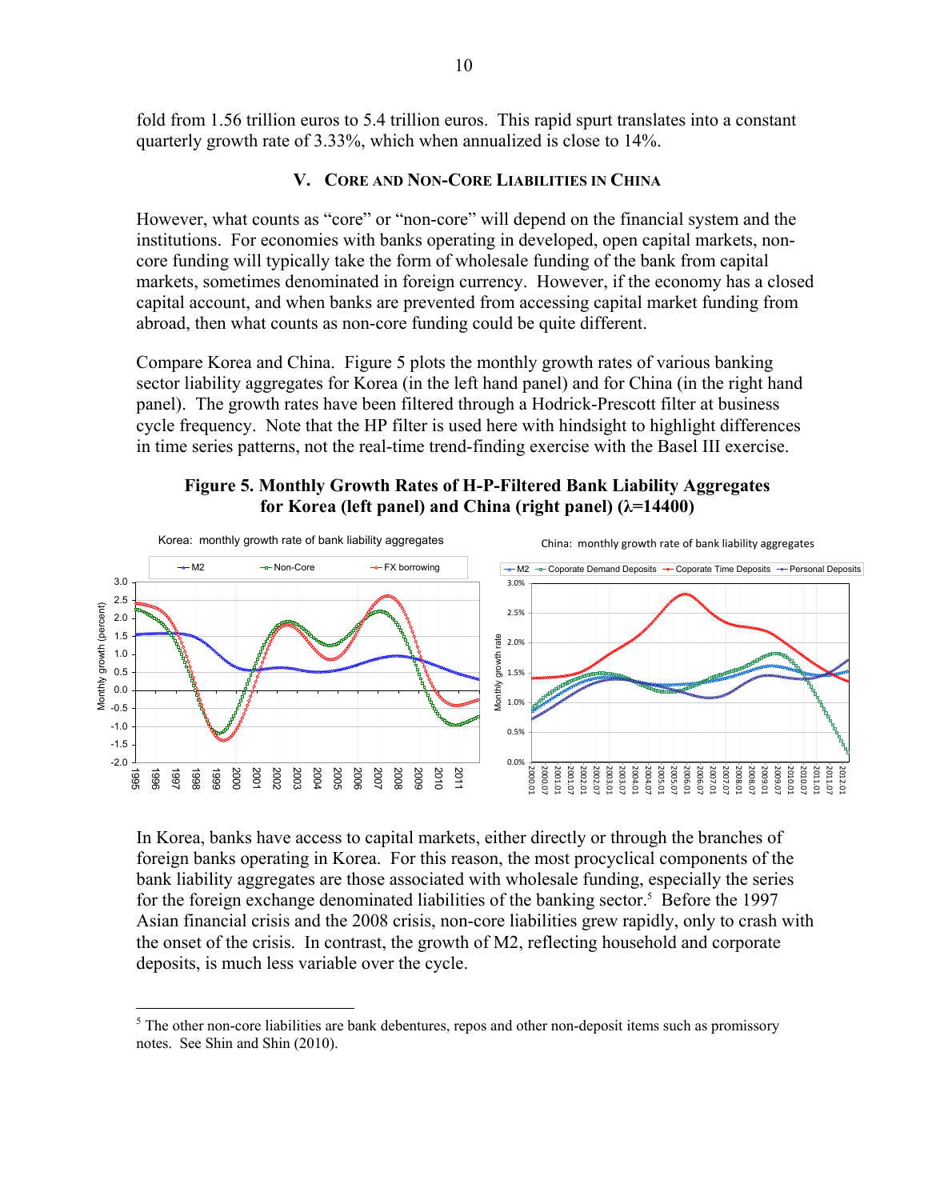fold from 1.56 trillion euros to 5.4 trillion euros. This rapid spurt translates into a constant quarterly growth rate of 3.33%, which when annualized is close to 14%.

## V. Core and Non-Core Liabilities in China

However, what counts as "core" or "non-core" will depend on the financial system and the institutions. For economies with banks operating in developed, open capital markets, non-core funding will typically take the form of wholesale funding of the bank from capital markets, sometimes denominated in foreign currency. However, if the economy has a closed capital account, and when banks are prevented from accessing capital market funding from abroad, then what counts as non-core funding could be quite different.

Compare Korea and China. Figure 5 plots the monthly growth rates of various banking sector liability aggregates for Korea (in the left hand panel) and for China (in the right hand panel). The growth rates have been filtered through a Hodrick-Prescott filter at business cycle frequency. Note that the HP filter is used here with hindsight to highlight differences in time series patterns, not the real-time trend-finding exercise with the Basel III exercise.

**Figure 5. Monthly Growth Rates of H-P-Filtered Bank Liability Aggregates for Korea (left panel) and China (right panel) (λ=14400)**

In Korea, banks have access to capital markets, either directly or through the branches of foreign banks operating in Korea. For this reason, the most procyclical components of the bank liability aggregates are those associated with wholesale funding, especially the series for the foreign exchange denominated liabilities of the banking sector.[5] Before the 1997 Asian financial crisis and the 2008 crisis, non-core liabilities grew rapidly, only to crash with the onset of the crisis. In contrast, the growth of M2, reflecting household and corporate deposits, is much less variable over the cycle.

---

[5] The other non-core liabilities are bank debentures, repos and other non-deposit items such as promissory notes. See Shin and Shin (2010).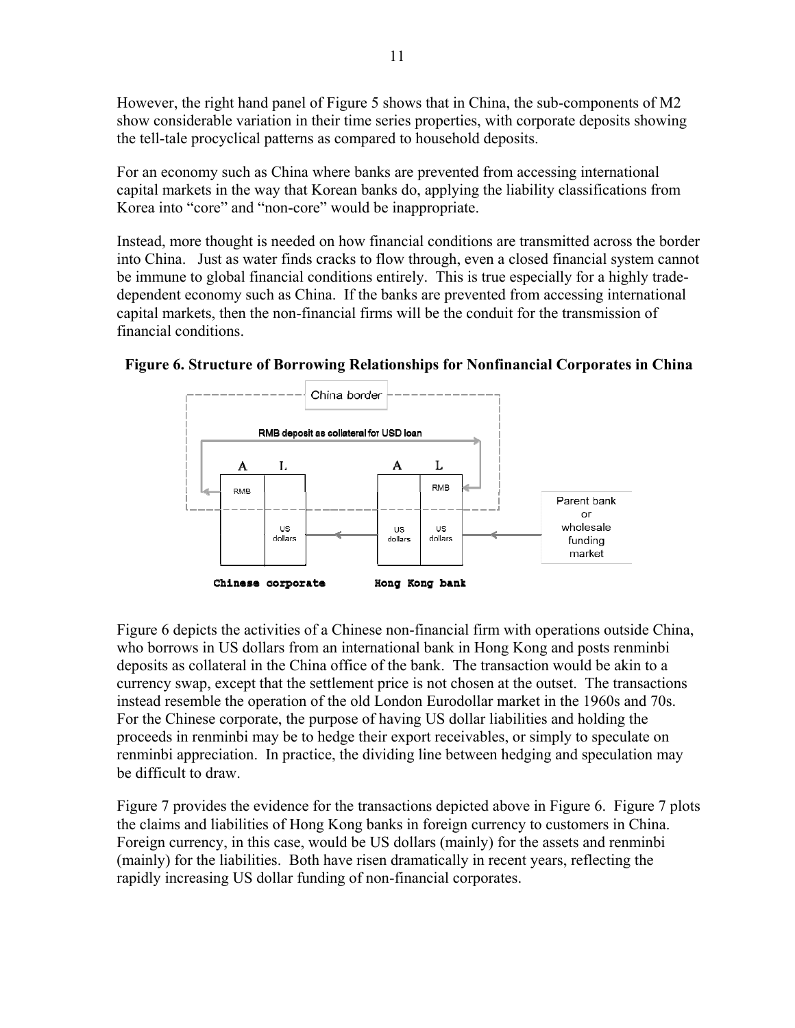However, the right hand panel of Figure 5 shows that in China, the sub-components of M2 show considerable variation in their time series properties, with corporate deposits showing the tell-tale procyclical patterns as compared to household deposits.

For an economy such as China where banks are prevented from accessing international capital markets in the way that Korean banks do, applying the liability classifications from Korea into "core" and "non-core" would be inappropriate.

Instead, more thought is needed on how financial conditions are transmitted across the border into China. Just as water finds cracks to flow through, even a closed financial system cannot be immune to global financial conditions entirely. This is true especially for a highly trade-dependent economy such as China. If the banks are prevented from accessing international capital markets, then the non-financial firms will be the conduit for the transmission of financial conditions.

**Figure 6. Structure of Borrowing Relationships for Nonfinancial Corporates in China**

Figure 6 depicts the activities of a Chinese non-financial firm with operations outside China, who borrows in US dollars from an international bank in Hong Kong and posts renminbi deposits as collateral in the China office of the bank. The transaction would be akin to a currency swap, except that the settlement price is not chosen at the outset. The transactions instead resemble the operation of the old London Eurodollar market in the 1960s and 70s. For the Chinese corporate, the purpose of having US dollar liabilities and holding the proceeds in renminbi may be to hedge their export receivables, or simply to speculate on renminbi appreciation. In practice, the dividing line between hedging and speculation may be difficult to draw.

Figure 7 provides the evidence for the transactions depicted above in Figure 6. Figure 7 plots the claims and liabilities of Hong Kong banks in foreign currency to customers in China. Foreign currency, in this case, would be US dollars (mainly) for the assets and renminbi (mainly) for the liabilities. Both have risen dramatically in recent years, reflecting the rapidly increasing US dollar funding of non-financial corporates.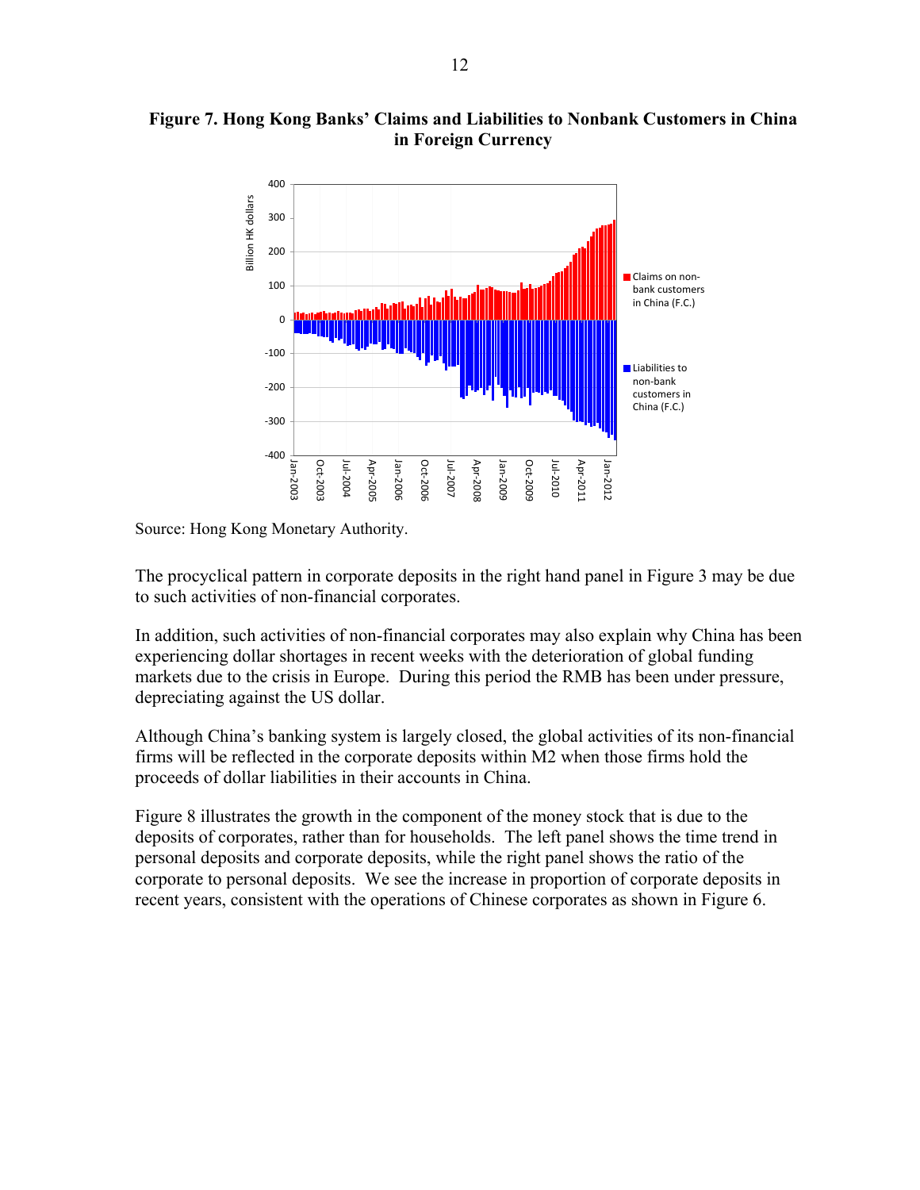**Figure 7. Hong Kong Banks' Claims and Liabilities to Nonbank Customers in China in Foreign Currency**

Source: Hong Kong Monetary Authority.

The procyclical pattern in corporate deposits in the right hand panel in Figure 3 may be due to such activities of non-financial corporates.

In addition, such activities of non-financial corporates may also explain why China has been experiencing dollar shortages in recent weeks with the deterioration of global funding markets due to the crisis in Europe. During this period the RMB has been under pressure, depreciating against the US dollar.

Although China's banking system is largely closed, the global activities of its non-financial firms will be reflected in the corporate deposits within M2 when those firms hold the proceeds of dollar liabilities in their accounts in China.

Figure 8 illustrates the growth in the component of the money stock that is due to the deposits of corporates, rather than for households. The left panel shows the time trend in personal deposits and corporate deposits, while the right panel shows the ratio of the corporate to personal deposits. We see the increase in proportion of corporate deposits in recent years, consistent with the operations of Chinese corporates as shown in Figure 6.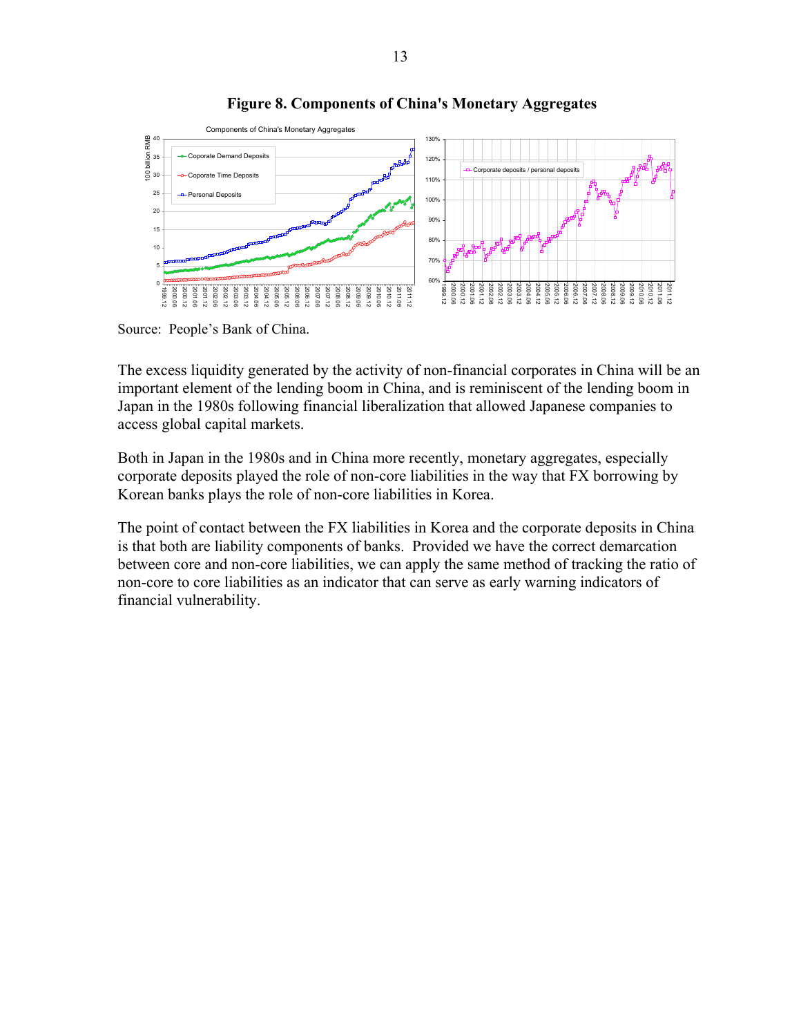**Figure 8. Components of China's Monetary Aggregates**

Source: People's Bank of China.

The excess liquidity generated by the activity of non-financial corporates in China will be an important element of the lending boom in China, and is reminiscent of the lending boom in Japan in the 1980s following financial liberalization that allowed Japanese companies to access global capital markets.

Both in Japan in the 1980s and in China more recently, monetary aggregates, especially corporate deposits played the role of non-core liabilities in the way that FX borrowing by Korean banks plays the role of non-core liabilities in Korea.

The point of contact between the FX liabilities in Korea and the corporate deposits in China is that both are liability components of banks. Provided we have the correct demarcation between core and non-core liabilities, we can apply the same method of tracking the ratio of non-core to core liabilities as an indicator that can serve as early warning indicators of financial vulnerability.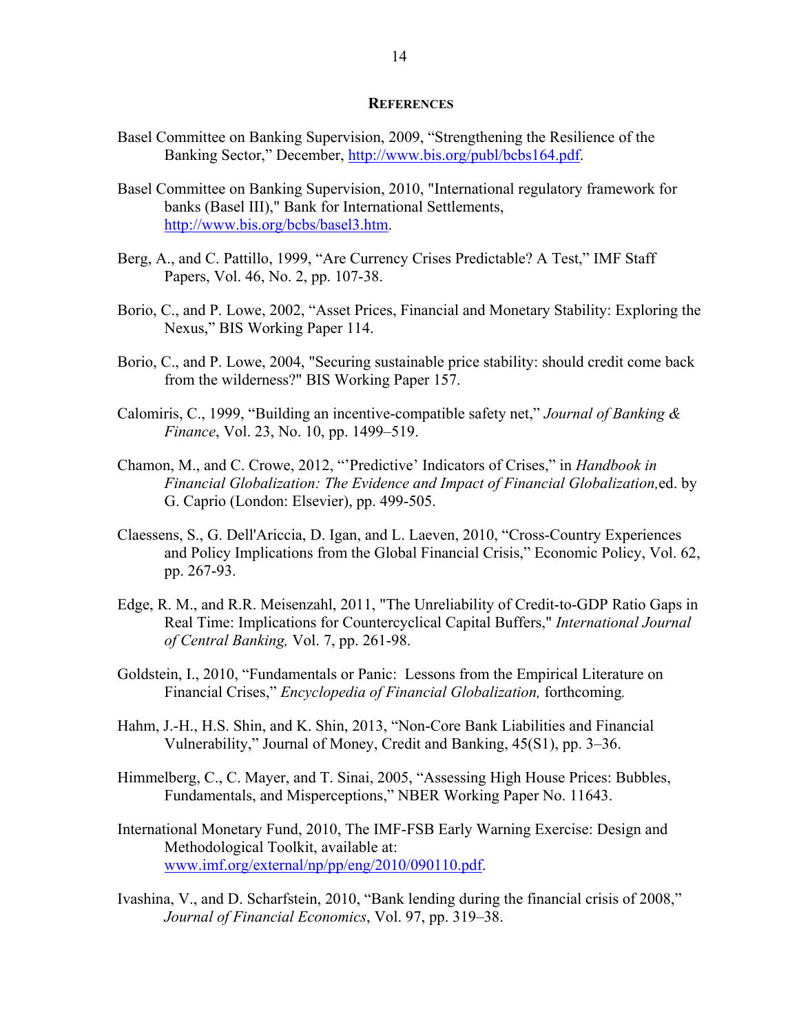## References

Basel Committee on Banking Supervision, 2009, "Strengthening the Resilience of the Banking Sector," December, http://www.bis.org/publ/bcbs164.pdf.

Basel Committee on Banking Supervision, 2010, "International regulatory framework for banks (Basel III)," Bank for International Settlements, http://www.bis.org/bcbs/basel3.htm.

Berg, A., and C. Pattillo, 1999, "Are Currency Crises Predictable? A Test," IMF Staff Papers, Vol. 46, No. 2, pp. 107-38.

Borio, C., and P. Lowe, 2002, "Asset Prices, Financial and Monetary Stability: Exploring the Nexus," BIS Working Paper 114.

Borio, C., and P. Lowe, 2004, "Securing sustainable price stability: should credit come back from the wilderness?" BIS Working Paper 157.

Calomiris, C., 1999, "Building an incentive-compatible safety net," *Journal of Banking & Finance*, Vol. 23, No. 10, pp. 1499–519.

Chamon, M., and C. Crowe, 2012, "'Predictive' Indicators of Crises," in *Handbook in Financial Globalization: The Evidence and Impact of Financial Globalization,* ed. by G. Caprio (London: Elsevier), pp. 499-505.

Claessens, S., G. Dell'Ariccia, D. Igan, and L. Laeven, 2010, "Cross-Country Experiences and Policy Implications from the Global Financial Crisis," Economic Policy, Vol. 62, pp. 267-93.

Edge, R. M., and R.R. Meisenzahl, 2011, "The Unreliability of Credit-to-GDP Ratio Gaps in Real Time: Implications for Countercyclical Capital Buffers," *International Journal of Central Banking,* Vol. 7, pp. 261-98.

Goldstein, I., 2010, "Fundamentals or Panic: Lessons from the Empirical Literature on Financial Crises," *Encyclopedia of Financial Globalization,* forthcoming*.*

Hahm, J.-H., H.S. Shin, and K. Shin, 2013, "Non-Core Bank Liabilities and Financial Vulnerability," Journal of Money, Credit and Banking, 45(S1), pp. 3–36.

Himmelberg, C., C. Mayer, and T. Sinai, 2005, "Assessing High House Prices: Bubbles, Fundamentals, and Misperceptions," NBER Working Paper No. 11643.

International Monetary Fund, 2010, The IMF-FSB Early Warning Exercise: Design and Methodological Toolkit, available at: www.imf.org/external/np/pp/eng/2010/090110.pdf.

Ivashina, V., and D. Scharfstein, 2010, "Bank lending during the financial crisis of 2008," *Journal of Financial Economics*, Vol. 97, pp. 319–38.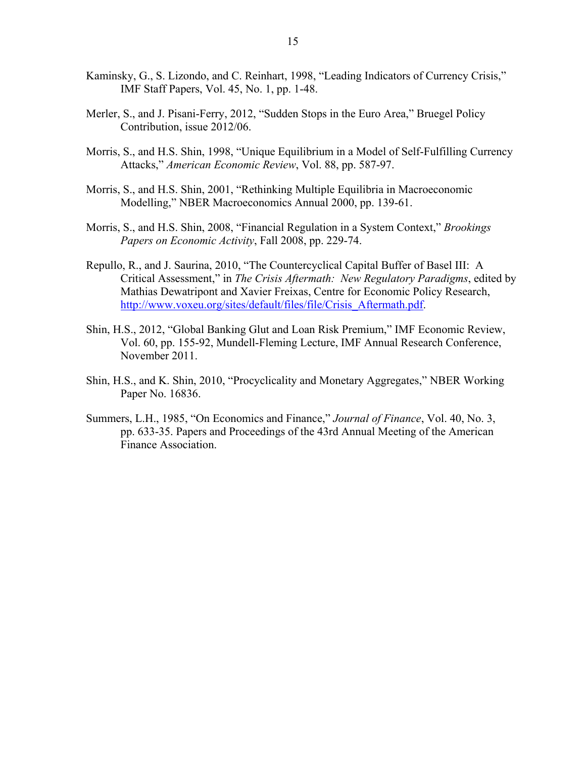Kaminsky, G., S. Lizondo, and C. Reinhart, 1998, "Leading Indicators of Currency Crisis," IMF Staff Papers, Vol. 45, No. 1, pp. 1-48.

Merler, S., and J. Pisani-Ferry, 2012, "Sudden Stops in the Euro Area," Bruegel Policy Contribution, issue 2012/06.

Morris, S., and H.S. Shin, 1998, "Unique Equilibrium in a Model of Self-Fulfilling Currency Attacks," *American Economic Review*, Vol. 88, pp. 587-97.

Morris, S., and H.S. Shin, 2001, "Rethinking Multiple Equilibria in Macroeconomic Modelling," NBER Macroeconomics Annual 2000, pp. 139-61.

Morris, S., and H.S. Shin, 2008, "Financial Regulation in a System Context," *Brookings Papers on Economic Activity*, Fall 2008, pp. 229-74.

Repullo, R., and J. Saurina, 2010, "The Countercyclical Capital Buffer of Basel III: A Critical Assessment," in *The Crisis Aftermath: New Regulatory Paradigms*, edited by Mathias Dewatripont and Xavier Freixas, Centre for Economic Policy Research, [http://www.voxeu.org/sites/default/files/file/Crisis_Aftermath.pdf](http://www.voxeu.org/sites/default/files/file/Crisis_Aftermath.pdf).

Shin, H.S., 2012, "Global Banking Glut and Loan Risk Premium," IMF Economic Review, Vol. 60, pp. 155-92, Mundell-Fleming Lecture, IMF Annual Research Conference, November 2011.

Shin, H.S., and K. Shin, 2010, "Procyclicality and Monetary Aggregates," NBER Working Paper No. 16836.

Summers, L.H., 1985, "On Economics and Finance," *Journal of Finance*, Vol. 40, No. 3, pp. 633-35. Papers and Proceedings of the 43rd Annual Meeting of the American Finance Association.